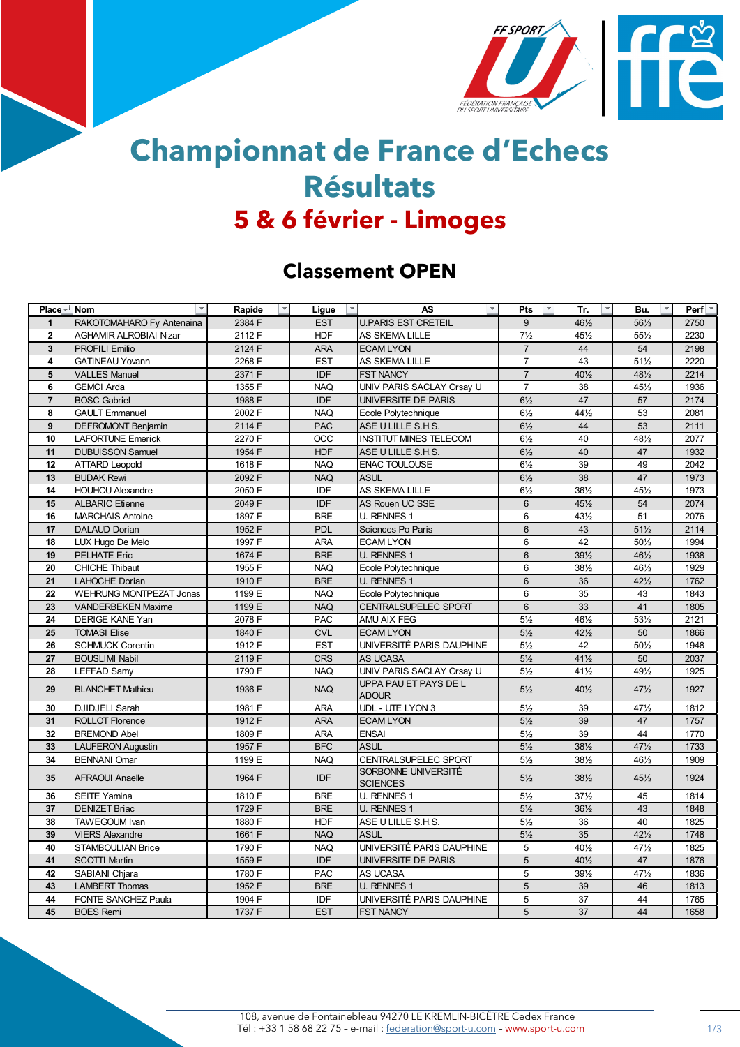# Championnat de France d'Echecs Résultats

## 5 & 6 février - Limoges

### Classement OPEN

| Place | Nom | Rapide | Ligue | AS | Pts | Tr. | Bu. | Perf |
|---|---|---|---|---|---|---|---|---|
| 1 | RAKOTOMAHARO Fy Antenaina | 2384 F | EST | U.PARIS EST CRETEIL | 9 | 46½ | 56½ | 2750 |
| 2 | AGHAMIR ALROBIAI Nizar | 2112 F | HDF | AS SKEMA LILLE | 7½ | 45½ | 55½ | 2230 |
| 3 | PROFILI Emilio | 2124 F | ARA | ECAM LYON | 7 | 44 | 54 | 2198 |
| 4 | GATINEAU Yovann | 2268 F | EST | AS SKEMA LILLE | 7 | 43 | 51½ | 2220 |
| 5 | VALLES Manuel | 2371 F | IDF | FST NANCY | 7 | 40½ | 48½ | 2214 |
| 6 | GEMCI Arda | 1355 F | NAQ | UNIV PARIS SACLAY Orsay U | 7 | 38 | 45½ | 1936 |
| 7 | BOSC Gabriel | 1988 F | IDF | UNIVERSITE DE PARIS | 6½ | 47 | 57 | 2174 |
| 8 | GAULT Emmanuel | 2002 F | NAQ | Ecole Polytechnique | 6½ | 44½ | 53 | 2081 |
| 9 | DEFROMONT Benjamin | 2114 F | PAC | ASE U LILLE S.H.S. | 6½ | 44 | 53 | 2111 |
| 10 | LAFORTUNE Emerick | 2270 F | OCC | INSTITUT MINES TELECOM | 6½ | 40 | 48½ | 2077 |
| 11 | DUBUISSON Samuel | 1954 F | HDF | ASE U LILLE S.H.S. | 6½ | 40 | 47 | 1932 |
| 12 | ATTARD Leopold | 1618 F | NAQ | ENAC TOULOUSE | 6½ | 39 | 49 | 2042 |
| 13 | BUDAK Rewi | 2092 F | NAQ | ASUL | 6½ | 38 | 47 | 1973 |
| 14 | HOUHOU Alexandre | 2050 F | IDF | AS SKEMA LILLE | 6½ | 36½ | 45½ | 1973 |
| 15 | ALBARIC Etienne | 2049 F | IDF | AS Rouen UC SSE | 6 | 45½ | 54 | 2074 |
| 16 | MARCHAIS Antoine | 1897 F | BRE | U. RENNES 1 | 6 | 43½ | 51 | 2076 |
| 17 | DALAUD Dorian | 1952 F | PDL | Sciences Po Paris | 6 | 43 | 51½ | 2114 |
| 18 | LUX Hugo De Melo | 1997 F | ARA | ECAM LYON | 6 | 42 | 50½ | 1994 |
| 19 | PELHATE Eric | 1674 F | BRE | U. RENNES 1 | 6 | 39½ | 46½ | 1938 |
| 20 | CHICHE Thibaut | 1955 F | NAQ | Ecole Polytechnique | 6 | 38½ | 46½ | 1929 |
| 21 | LAHOCHE Dorian | 1910 F | BRE | U. RENNES 1 | 6 | 36 | 42½ | 1762 |
| 22 | WEHRUNG MONTPEZAT Jonas | 1199 E | NAQ | Ecole Polytechnique | 6 | 35 | 43 | 1843 |
| 23 | VANDERBEKEN Maxime | 1199 E | NAQ | CENTRALSUPELEC SPORT | 6 | 33 | 41 | 1805 |
| 24 | DERIGE KANE Yan | 2078 F | PAC | AMU AIX FEG | 5½ | 46½ | 53½ | 2121 |
| 25 | TOMASI Elise | 1840 F | CVL | ECAM LYON | 5½ | 42½ | 50 | 1866 |
| 26 | SCHMUCK Corentin | 1912 F | EST | UNIVERSITÉ PARIS DAUPHINE | 5½ | 42 | 50½ | 1948 |
| 27 | BOUSLIMI Nabil | 2119 F | CRS | AS UCASA | 5½ | 41½ | 50 | 2037 |
| 28 | LEFFAD Samy | 1790 F | NAQ | UNIV PARIS SACLAY Orsay U | 5½ | 41½ | 49½ | 1925 |
| 29 | BLANCHET Mathieu | 1936 F | NAQ | UPPA PAU ET PAYS DE L ADOUR | 5½ | 40½ | 47½ | 1927 |
| 30 | DJIDJELI Sarah | 1981 F | ARA | UDL - UTE LYON 3 | 5½ | 39 | 47½ | 1812 |
| 31 | ROLLOT Florence | 1912 F | ARA | ECAM LYON | 5½ | 39 | 47 | 1757 |
| 32 | BREMOND Abel | 1809 F | ARA | ENSAI | 5½ | 39 | 44 | 1770 |
| 33 | LAUFERON Augustin | 1957 F | BFC | ASUL | 5½ | 38½ | 47½ | 1733 |
| 34 | BENNANI Omar | 1199 E | NAQ | CENTRALSUPELEC SPORT | 5½ | 38½ | 46½ | 1909 |
| 35 | AFRAOUI Anaelle | 1964 F | IDF | SORBONNE UNIVERSITÉ SCIENCES | 5½ | 38½ | 45½ | 1924 |
| 36 | SEITE Yamina | 1810 F | BRE | U. RENNES 1 | 5½ | 37½ | 45 | 1814 |
| 37 | DENIZET Briac | 1729 F | BRE | U. RENNES 1 | 5½ | 36½ | 43 | 1848 |
| 38 | TAWEGOUM Ivan | 1880 F | HDF | ASE U LILLE S.H.S. | 5½ | 36 | 40 | 1825 |
| 39 | VIERS Alexandre | 1661 F | NAQ | ASUL | 5½ | 35 | 42½ | 1748 |
| 40 | STAMBOULIAN Brice | 1790 F | NAQ | UNIVERSITÉ PARIS DAUPHINE | 5 | 40½ | 47½ | 1825 |
| 41 | SCOTTI Martin | 1559 F | IDF | UNIVERSITE DE PARIS | 5 | 40½ | 47 | 1876 |
| 42 | SABIANI Chjara | 1780 F | PAC | AS UCASA | 5 | 39½ | 47½ | 1836 |
| 43 | LAMBERT Thomas | 1952 F | BRE | U. RENNES 1 | 5 | 39 | 46 | 1813 |
| 44 | FONTE SANCHEZ Paula | 1904 F | IDF | UNIVERSITÉ PARIS DAUPHINE | 5 | 37 | 44 | 1765 |
| 45 | BOES Remi | 1737 F | EST | FST NANCY | 5 | 37 | 44 | 1658 |

108, avenue de Fontainebleau 94270 LE KREMLIN-BICÊTRE Cedex France
Tél : +33 1 58 68 22 75 – e-mail : federation@sport-u.com – www.sport-u.com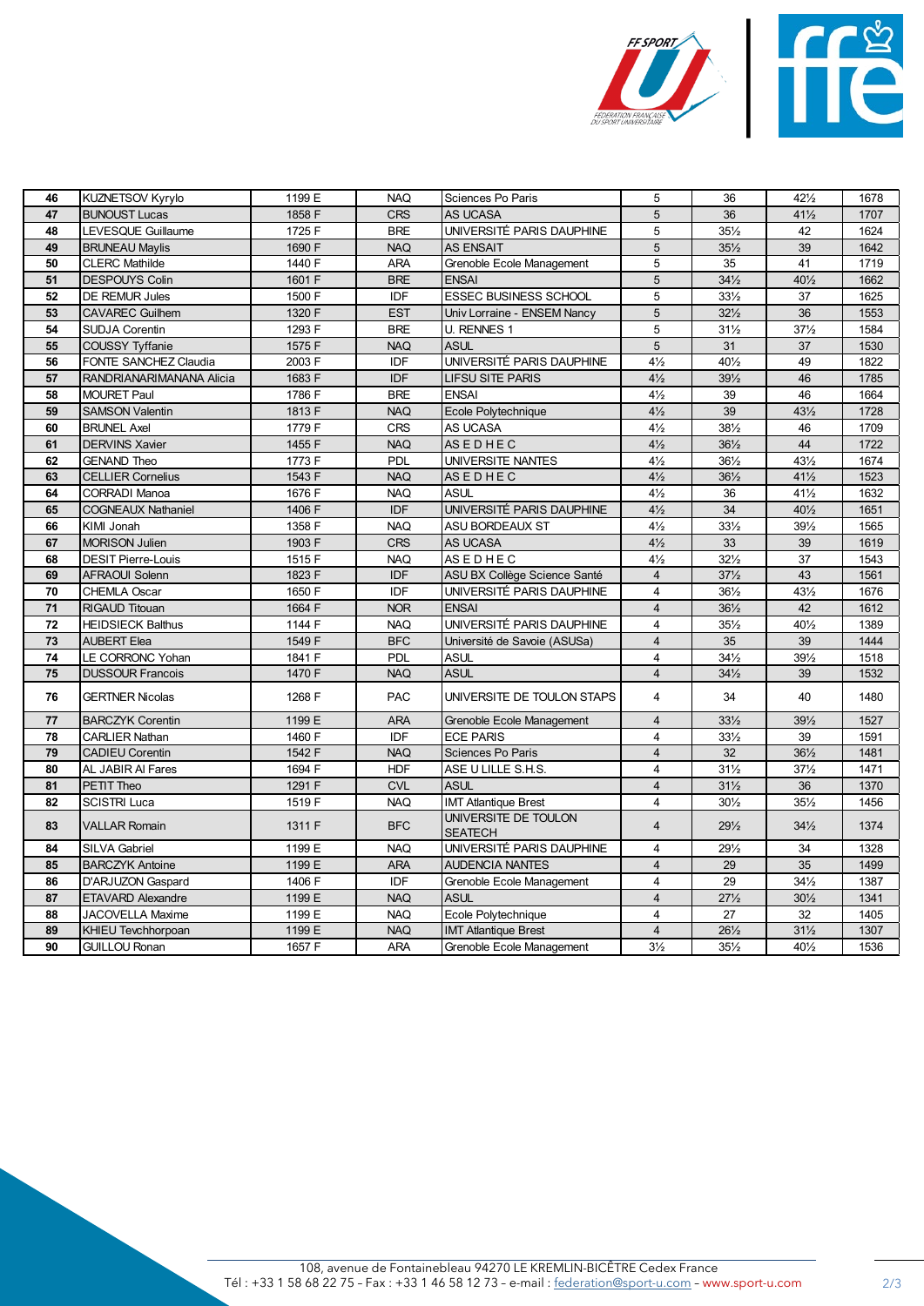| 46 | KUZNETSOV Kyrylo | 1199 E | NAQ | Sciences Po Paris | 5 | 36 | 42½ | 1678 |
|---|---|---|---|---|---|---|---|---|
| 47 | BUNOUST Lucas | 1858 F | CRS | AS UCASA | 5 | 36 | 41½ | 1707 |
| 48 | LEVESQUE Guillaume | 1725 F | BRE | UNIVERSITÉ PARIS DAUPHINE | 5 | 35½ | 42 | 1624 |
| 49 | BRUNEAU Maylis | 1690 F | NAQ | AS ENSAIT | 5 | 35½ | 39 | 1642 |
| 50 | CLERC Mathilde | 1440 F | ARA | Grenoble Ecole Management | 5 | 35 | 41 | 1719 |
| 51 | DESPOUYS Colin | 1601 F | BRE | ENSAI | 5 | 34½ | 40½ | 1662 |
| 52 | DE REMUR Jules | 1500 F | IDF | ESSEC BUSINESS SCHOOL | 5 | 33½ | 37 | 1625 |
| 53 | CAVAREC Guilhem | 1320 F | EST | Univ Lorraine - ENSEM Nancy | 5 | 32½ | 36 | 1553 |
| 54 | SUDJA Corentin | 1293 F | BRE | U. RENNES 1 | 5 | 31½ | 37½ | 1584 |
| 55 | COUSSY Tyffanie | 1575 F | NAQ | ASUL | 5 | 31 | 37 | 1530 |
| 56 | FONTE SANCHEZ Claudia | 2003 F | IDF | UNIVERSITÉ PARIS DAUPHINE | 4½ | 40½ | 49 | 1822 |
| 57 | RANDRIANARIMANANA Alicia | 1683 F | IDF | LIFSU SITE PARIS | 4½ | 39½ | 46 | 1785 |
| 58 | MOURET Paul | 1786 F | BRE | ENSAI | 4½ | 39 | 46 | 1664 |
| 59 | SAMSON Valentin | 1813 F | NAQ | Ecole Polytechnique | 4½ | 39 | 43½ | 1728 |
| 60 | BRUNEL Axel | 1779 F | CRS | AS UCASA | 4½ | 38½ | 46 | 1709 |
| 61 | DERVINS Xavier | 1455 F | NAQ | AS E D H E C | 4½ | 36½ | 44 | 1722 |
| 62 | GENAND Theo | 1773 F | PDL | UNIVERSITE NANTES | 4½ | 36½ | 43½ | 1674 |
| 63 | CELLIER Cornelius | 1543 F | NAQ | AS E D H E C | 4½ | 36½ | 41½ | 1523 |
| 64 | CORRADI Manoa | 1676 F | NAQ | ASUL | 4½ | 36 | 41½ | 1632 |
| 65 | COGNEAUX Nathaniel | 1406 F | IDF | UNIVERSITÉ PARIS DAUPHINE | 4½ | 34 | 40½ | 1651 |
| 66 | KIMI Jonah | 1358 F | NAQ | ASU BORDEAUX ST | 4½ | 33½ | 39½ | 1565 |
| 67 | MORISON Julien | 1903 F | CRS | AS UCASA | 4½ | 33 | 39 | 1619 |
| 68 | DESIT Pierre-Louis | 1515 F | NAQ | AS E D H E C | 4½ | 32½ | 37 | 1543 |
| 69 | AFRAOUI Solenn | 1823 F | IDF | ASU BX Collège Science Santé | 4 | 37½ | 43 | 1561 |
| 70 | CHEMLA Oscar | 1650 F | IDF | UNIVERSITÉ PARIS DAUPHINE | 4 | 36½ | 43½ | 1676 |
| 71 | RIGAUD Titouan | 1664 F | NOR | ENSAI | 4 | 36½ | 42 | 1612 |
| 72 | HEIDSIECK Balthus | 1144 F | NAQ | UNIVERSITÉ PARIS DAUPHINE | 4 | 35½ | 40½ | 1389 |
| 73 | AUBERT Elea | 1549 F | BFC | Université de Savoie (ASUSa) | 4 | 35 | 39 | 1444 |
| 74 | LE CORRONC Yohan | 1841 F | PDL | ASUL | 4 | 34½ | 39½ | 1518 |
| 75 | DUSSOUR Francois | 1470 F | NAQ | ASUL | 4 | 34½ | 39 | 1532 |
| 76 | GERTNER Nicolas | 1268 F | PAC | UNIVERSITE DE TOULON STAPS | 4 | 34 | 40 | 1480 |
| 77 | BARCZYK Corentin | 1199 E | ARA | Grenoble Ecole Management | 4 | 33½ | 39½ | 1527 |
| 78 | CARLIER Nathan | 1460 F | IDF | ECE PARIS | 4 | 33½ | 39 | 1591 |
| 79 | CADIEU Corentin | 1542 F | NAQ | Sciences Po Paris | 4 | 32 | 36½ | 1481 |
| 80 | AL JABIR Al Fares | 1694 F | HDF | ASE U LILLE S.H.S. | 4 | 31½ | 37½ | 1471 |
| 81 | PETIT Theo | 1291 F | CVL | ASUL | 4 | 31½ | 36 | 1370 |
| 82 | SCISTRI Luca | 1519 F | NAQ | IMT Atlantique Brest | 4 | 30½ | 35½ | 1456 |
| 83 | VALLAR Romain | 1311 F | BFC | UNIVERSITE DE TOULON SEATECH | 4 | 29½ | 34½ | 1374 |
| 84 | SILVA Gabriel | 1199 E | NAQ | UNIVERSITÉ PARIS DAUPHINE | 4 | 29½ | 34 | 1328 |
| 85 | BARCZYK Antoine | 1199 E | ARA | AUDENCIA NANTES | 4 | 29 | 35 | 1499 |
| 86 | D'ARJUZON Gaspard | 1406 F | IDF | Grenoble Ecole Management | 4 | 29 | 34½ | 1387 |
| 87 | ETAVARD Alexandre | 1199 E | NAQ | ASUL | 4 | 27½ | 30½ | 1341 |
| 88 | JACOVELLA Maxime | 1199 E | NAQ | Ecole Polytechnique | 4 | 27 | 32 | 1405 |
| 89 | KHIEU Tevchhorpoan | 1199 E | NAQ | IMT Atlantique Brest | 4 | 26½ | 31½ | 1307 |
| 90 | GUILLOU Ronan | 1657 F | ARA | Grenoble Ecole Management | 3½ | 35½ | 40½ | 1536 |

108, avenue de Fontainebleau 94270 LE KREMLIN-BICÊTRE Cedex France
Tél : +33 1 58 68 22 75 – Fax : +33 1 46 58 12 73 – e-mail : federation@sport-u.com – www.sport-u.com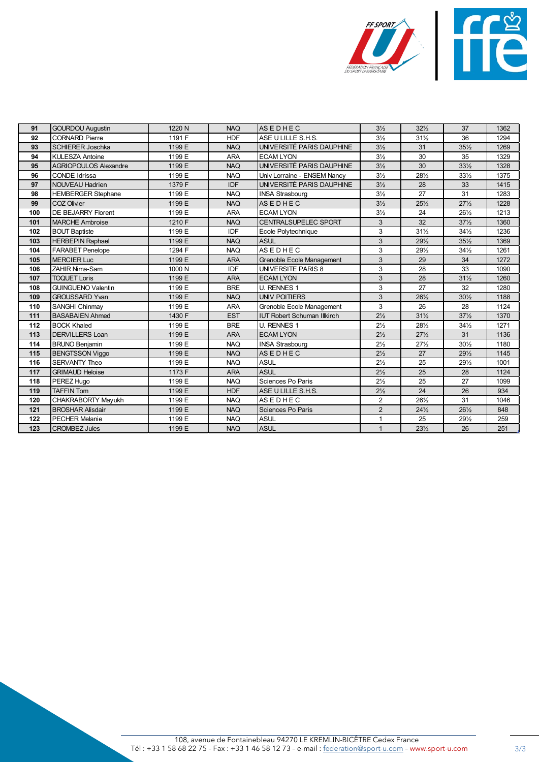| | | | | | | | | |
|---|---|---|---|---|---|---|---|---|
| 91 | GOURDOU Augustin | 1220 N | NAQ | AS E D H E C | 3½ | 32½ | 37 | 1362 |
| 92 | CORNARD Pierre | 1191 F | HDF | ASE U LILLE S.H.S. | 3½ | 31½ | 36 | 1294 |
| 93 | SCHIERER Joschka | 1199 E | NAQ | UNIVERSITÉ PARIS DAUPHINE | 3½ | 31 | 35½ | 1269 |
| 94 | KULESZA Antoine | 1199 E | ARA | ECAM LYON | 3½ | 30 | 35 | 1329 |
| 95 | AGRIOPOULOS Alexandre | 1199 E | NAQ | UNIVERSITÉ PARIS DAUPHINE | 3½ | 30 | 33½ | 1328 |
| 96 | CONDE Idrissa | 1199 E | NAQ | Univ Lorraine - ENSEM Nancy | 3½ | 28½ | 33½ | 1375 |
| 97 | NOUVEAU Hadrien | 1379 F | IDF | UNIVERSITÉ PARIS DAUPHINE | 3½ | 28 | 33 | 1415 |
| 98 | HEMBERGER Stephane | 1199 E | NAQ | INSA Strasbourg | 3½ | 27 | 31 | 1283 |
| 99 | COZ Olivier | 1199 E | NAQ | AS E D H E C | 3½ | 25½ | 27½ | 1228 |
| 100 | DE BEJARRY Florent | 1199 E | ARA | ECAM LYON | 3½ | 24 | 26½ | 1213 |
| 101 | MARCHE Ambroise | 1210 F | NAQ | CENTRALSUPELEC SPORT | 3 | 32 | 37½ | 1360 |
| 102 | BOUT Baptiste | 1199 E | IDF | Ecole Polytechnique | 3 | 31½ | 34½ | 1236 |
| 103 | HERBEPIN Raphael | 1199 E | NAQ | ASUL | 3 | 29½ | 35½ | 1369 |
| 104 | FARABET Penelope | 1294 F | NAQ | AS E D H E C | 3 | 29½ | 34½ | 1261 |
| 105 | MERCIER Luc | 1199 E | ARA | Grenoble Ecole Management | 3 | 29 | 34 | 1272 |
| 106 | ZAHIR Nima-Sam | 1000 N | IDF | UNIVERSITE PARIS 8 | 3 | 28 | 33 | 1090 |
| 107 | TOQUET Loris | 1199 E | ARA | ECAM LYON | 3 | 28 | 31½ | 1260 |
| 108 | GUINGUENO Valentin | 1199 E | BRE | U. RENNES 1 | 3 | 27 | 32 | 1280 |
| 109 | GROUSSARD Yvan | 1199 E | NAQ | UNIV POITIERS | 3 | 26½ | 30½ | 1188 |
| 110 | SANGHI Chinmay | 1199 E | ARA | Grenoble Ecole Management | 3 | 26 | 28 | 1124 |
| 111 | BASABAIEN Ahmed | 1430 F | EST | IUT Robert Schuman Illkirch | 2½ | 31½ | 37½ | 1370 |
| 112 | BOCK Khaled | 1199 E | BRE | U. RENNES 1 | 2½ | 28½ | 34½ | 1271 |
| 113 | DERVILLERS Loan | 1199 E | ARA | ECAM LYON | 2½ | 27½ | 31 | 1136 |
| 114 | BRUNO Benjamin | 1199 E | NAQ | INSA Strasbourg | 2½ | 27½ | 30½ | 1180 |
| 115 | BENGTSSON Viggo | 1199 E | NAQ | AS E D H E C | 2½ | 27 | 29½ | 1145 |
| 116 | SERVANTY Theo | 1199 E | NAQ | ASUL | 2½ | 25 | 29½ | 1001 |
| 117 | GRIMAUD Heloise | 1173 F | ARA | ASUL | 2½ | 25 | 28 | 1124 |
| 118 | PEREZ Hugo | 1199 E | NAQ | Sciences Po Paris | 2½ | 25 | 27 | 1099 |
| 119 | TAFFIN Tom | 1199 E | HDF | ASE U LILLE S.H.S. | 2½ | 24 | 26 | 934 |
| 120 | CHAKRABORTY Mayukh | 1199 E | NAQ | AS E D H E C | 2 | 26½ | 31 | 1046 |
| 121 | BROSHAR Alisdair | 1199 E | NAQ | Sciences Po Paris | 2 | 24½ | 26½ | 848 |
| 122 | PECHER Melanie | 1199 E | NAQ | ASUL | 1 | 25 | 29½ | 259 |
| 123 | CROMBEZ Jules | 1199 E | NAQ | ASUL | 1 | 23½ | 26 | 251 |

108, avenue de Fontainebleau 94270 LE KREMLIN-BICÊTRE Cedex France
Tél : +33 1 58 68 22 75 – Fax : +33 1 46 58 12 73 – e-mail : federation@sport-u.com – www.sport-u.com